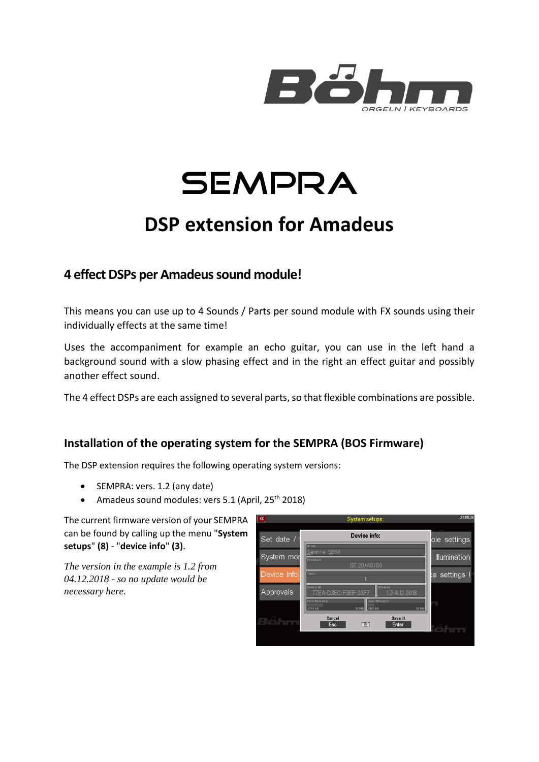# SEMPRA

# DSP extension for Amadeus

## 4 effect DSPs per Amadeus sound module!

This means you can use up to 4 Sounds / Parts per sound module with FX sounds using their individually effects at the same time!

Uses the accompaniment for example an echo guitar, you can use in the left hand a background sound with a slow phasing effect and in the right an effect guitar and possibly another effect sound.

The 4 effect DSPs are each assigned to several parts, so that flexible combinations are possible.

## Installation of the operating system for the SEMPRA (BOS Firmware)

The DSP extension requires the following operating system versions:

- SEMPRA: vers. 1.2 (any date)
- Amadeus sound modules: vers 5.1 (April, 25th 2018)

The current firmware version of your SEMPRA can be found by calling up the menu "**System setups**" **(8)** - "**device info**" **(3)**.

*The version in the example is 1.2 from 04.12.2018 - so no update would be necessary here.*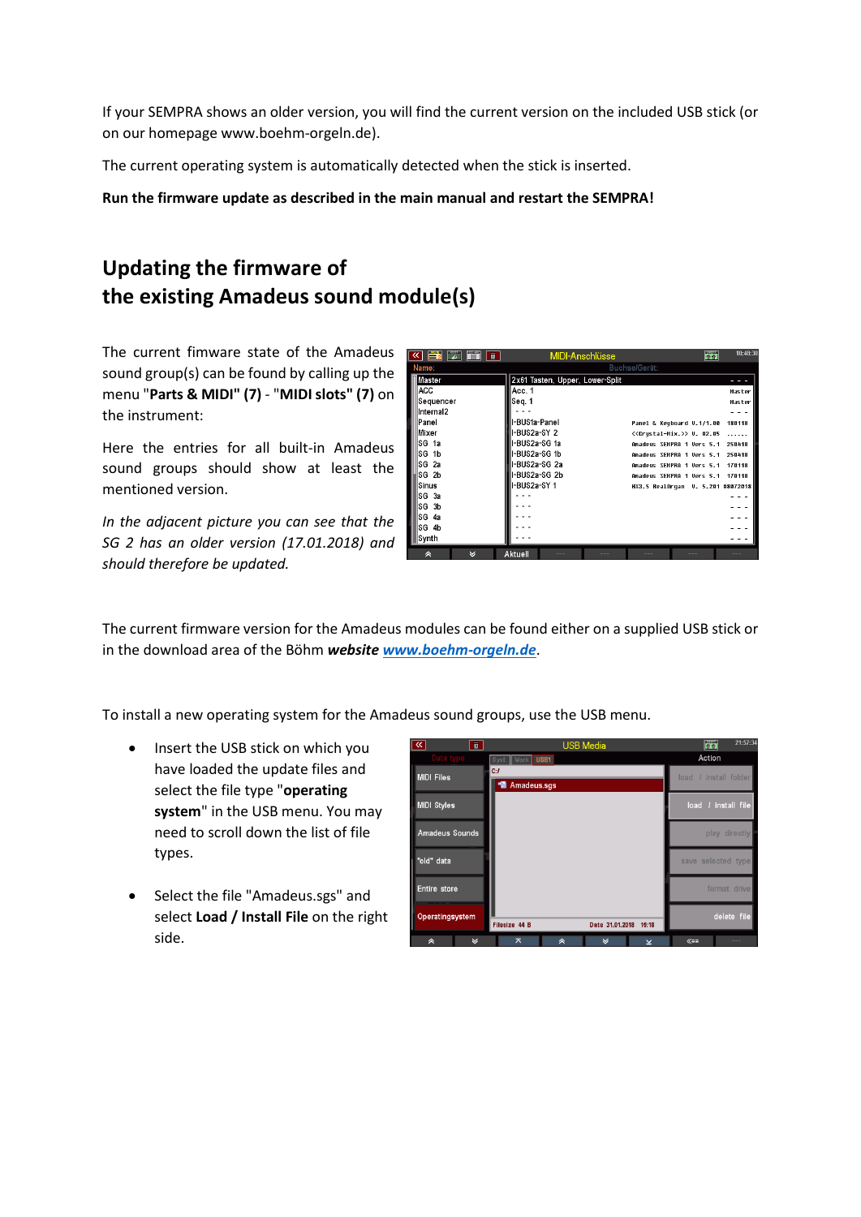If your SEMPRA shows an older version, you will find the current version on the included USB stick (or on our homepage www.boehm-orgeln.de).

The current operating system is automatically detected when the stick is inserted.

**Run the firmware update as described in the main manual and restart the SEMPRA!**

## Updating the firmware of the existing Amadeus sound module(s)

The current fimware state of the Amadeus sound group(s) can be found by calling up the menu "**Parts & MIDI" (7)** - "**MIDI slots" (7)** on the instrument:

Here the entries for all built-in Amadeus sound groups should show at least the mentioned version.

*In the adjacent picture you can see that the SG 2 has an older version (17.01.2018) and should therefore be updated.*

The current firmware version for the Amadeus modules can be found either on a supplied USB stick or in the download area of the Böhm ***website*** [**www.boehm-orgeln.de**](http://www.boehm-orgeln.de).

To install a new operating system for the Amadeus sound groups, use the USB menu.

- Insert the USB stick on which you have loaded the update files and select the file type "**operating system**" in the USB menu. You may need to scroll down the list of file types.
- Select the file "Amadeus.sgs" and select **Load / Install File** on the right side.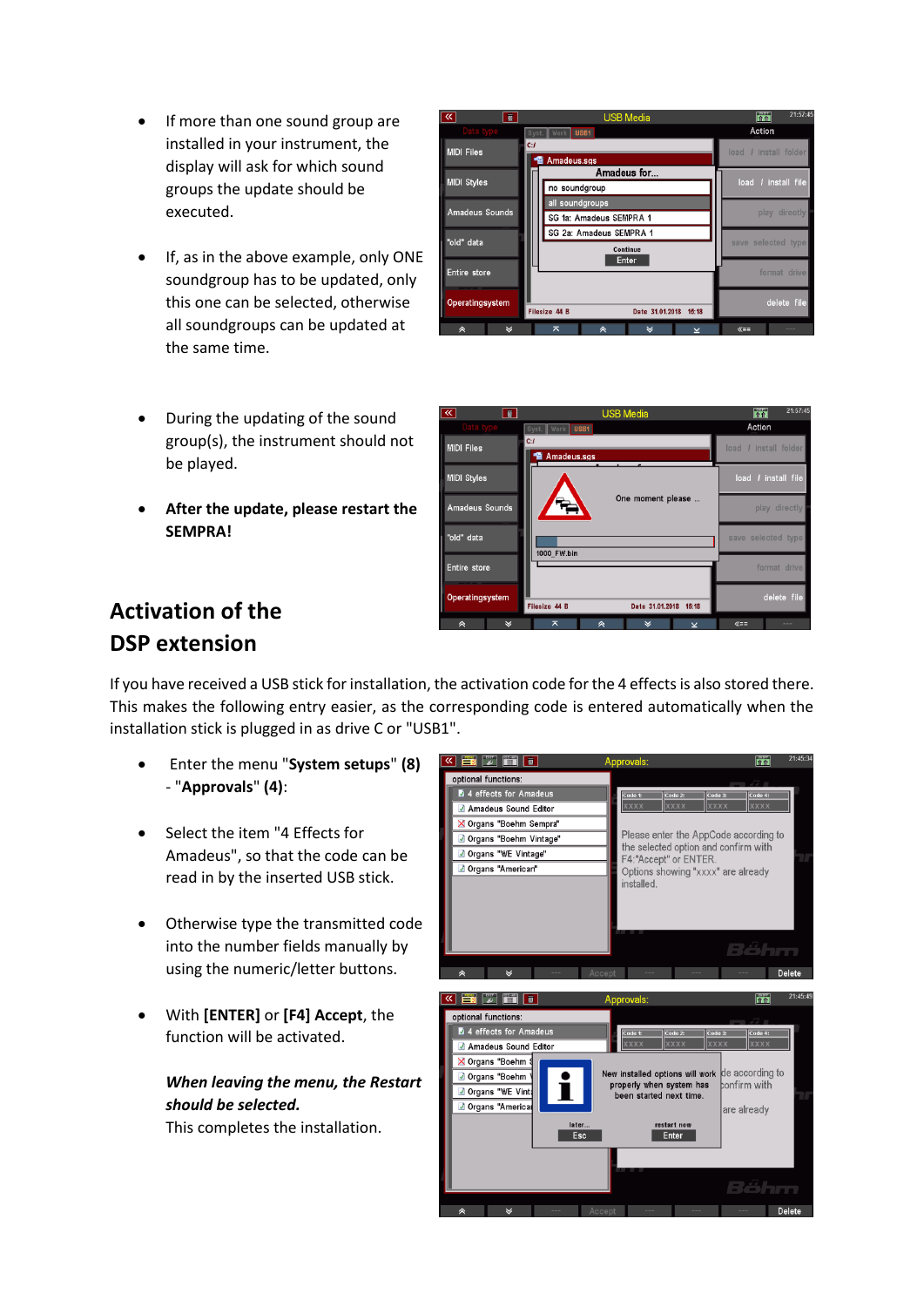- If more than one sound group are installed in your instrument, the display will ask for which sound groups the update should be executed.

- If, as in the above example, only ONE soundgroup has to be updated, only this one can be selected, otherwise all soundgroups can be updated at the same time.

- During the updating of the sound group(s), the instrument should not be played.

- **After the update, please restart the SEMPRA!**

## Activation of the DSP extension

If you have received a USB stick for installation, the activation code for the 4 effects is also stored there. This makes the following entry easier, as the corresponding code is entered automatically when the installation stick is plugged in as drive C or "USB1".

- Enter the menu "**System setups**" **(8)** - "**Approvals**" **(4)**:

- Select the item "4 Effects for Amadeus", so that the code can be read in by the inserted USB stick.

- Otherwise type the transmitted code into the number fields manually by using the numeric/letter buttons.

- With **[ENTER]** or **[F4] Accept**, the function will be activated.

  ***When leaving the menu, the Restart should be selected.***
  This completes the installation.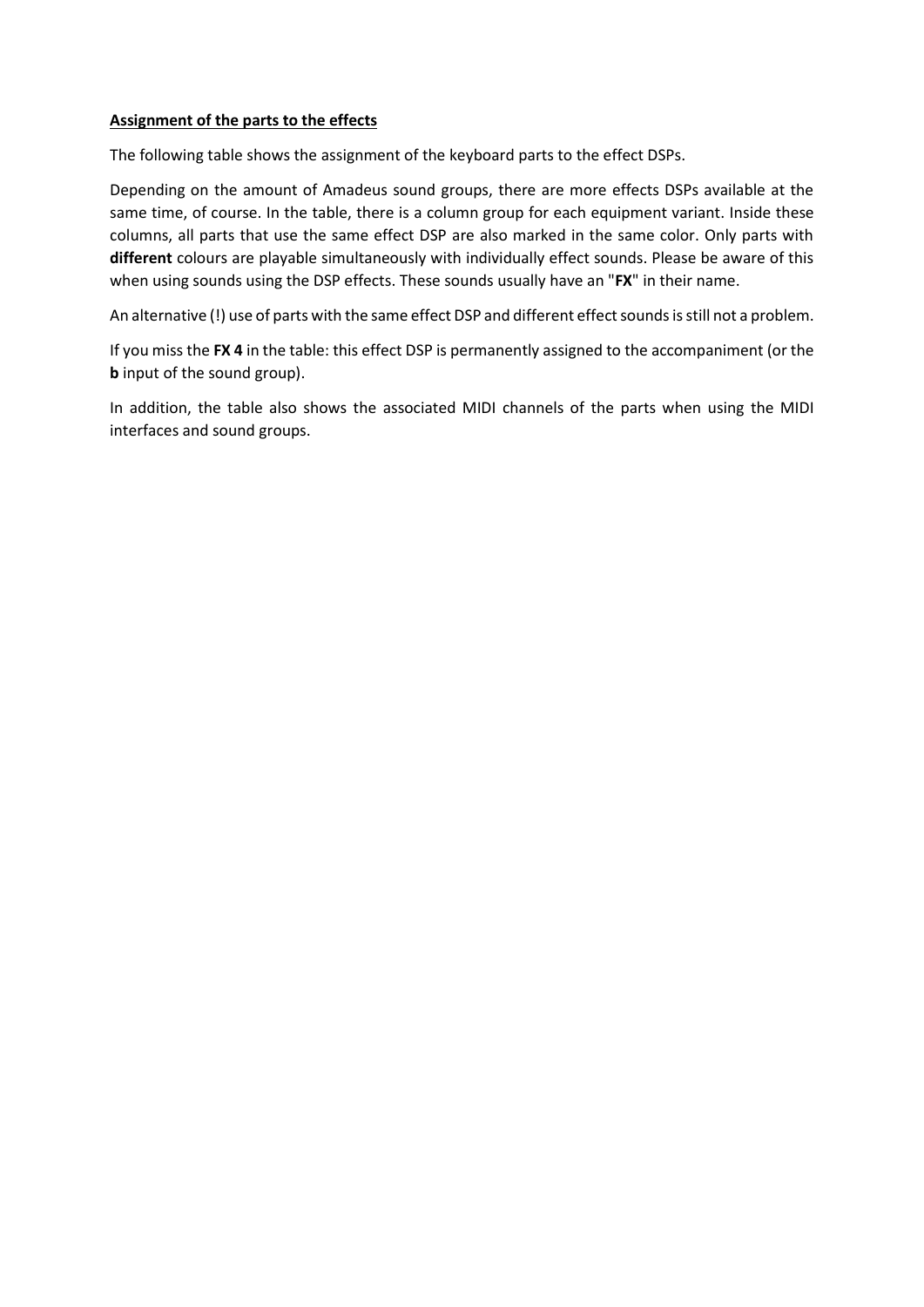**<u>Assignment of the parts to the effects</u>**

The following table shows the assignment of the keyboard parts to the effect DSPs.

Depending on the amount of Amadeus sound groups, there are more effects DSPs available at the same time, of course. In the table, there is a column group for each equipment variant. Inside these columns, all parts that use the same effect DSP are also marked in the same color. Only parts with **different** colours are playable simultaneously with individually effect sounds. Please be aware of this when using sounds using the DSP effects. These sounds usually have an "**FX**" in their name.

An alternative (!) use of parts with the same effect DSP and different effect sounds is still not a problem.

If you miss the **FX 4** in the table: this effect DSP is permanently assigned to the accompaniment (or the **b** input of the sound group).

In addition, the table also shows the associated MIDI channels of the parts when using the MIDI interfaces and sound groups.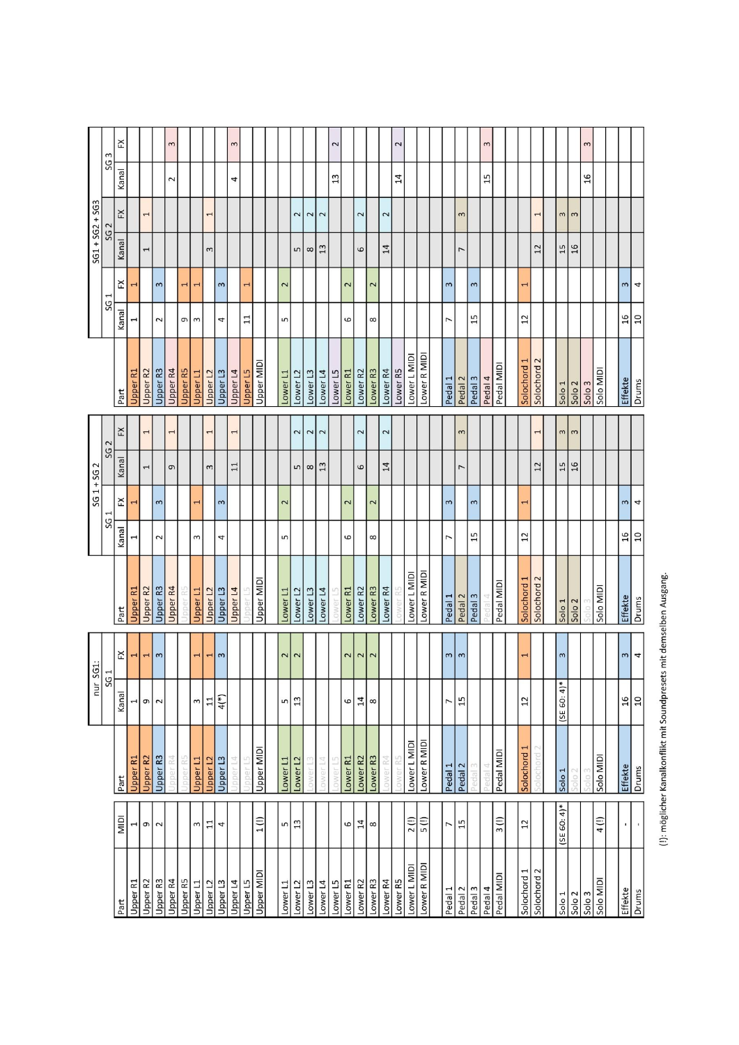| Part | MIDI |
|---|---|
| Upper R1 | 1 |
| Upper R2 | 9 |
| Upper R3 | 2 |
| Upper R4 | |
| Upper R5 | |
| Upper L1 | 3 |
| Upper L2 | 11 |
| Upper L3 | 4 |
| Upper L4 | |
| Upper L5 | |
| Upper MIDI | 1 (!) |
| | |
| Lower L1 | 5 |
| Lower L2 | 13 |
| Lower L3 | |
| Lower L4 | |
| Lower L5 | |
| Lower R1 | 6 |
| Lower R2 | 14 |
| Lower R3 | 8 |
| Lower R4 | |
| Lower R5 | |
| Lower L MIDI | 2 (!) |
| Lower R MIDI | 5 (!) |
| | |
| Pedal 1 | 7 |
| Pedal 2 | 15 |
| Pedal 3 | |
| Pedal 4 | |
| Pedal MIDI | 3 (!) |
| | |
| Solochord 1 | 12 |
| Solochord 2 | |
| | |
| Solo 1 | (SE 60: 4)* |
| Solo 2 | |
| Solo 3 | |
| Solo MIDI | 4 (!) |
| | |
| Effekte | - |
| Drums | - |

| | nur SG1: | |
|---|---|---|
| | SG 1 | |
| Part | Kanal | FX |
| Upper R1 | 1 | 1 |
| Upper R2 | 9 | 1 |
| Upper R3 | 2 | 3 |
| Upper R4 | | |
| Upper R5 | | |
| Upper L1 | 3 | 1 |
| Upper L2 | 11 | 1 |
| Upper L3 | 4(*) | 3 |
| Upper L4 | | |
| Upper L5 | | |
| Upper MIDI | | |
| | | |
| Lower L1 | 5 | 2 |
| Lower L2 | 13 | 2 |
| Lower L3 | | |
| Lower L4 | | |
| Lower L5 | | |
| Lower R1 | 6 | 2 |
| Lower R2 | 14 | 2 |
| Lower R3 | 8 | 2 |
| Lower R4 | | |
| Lower R5 | | |
| Lower L MIDI | | |
| Lower R MIDI | | |
| | | |
| Pedal 1 | 7 | 3 |
| Pedal 2 | 15 | 3 |
| Pedal 3 | | |
| Pedal 4 | | |
| Pedal MIDI | | |
| | | |
| Solochord 1 | 12 | 1 |
| Solochord 2 | | |
| | | |
| Solo 1 | (SE 60: 4)* | 3 |
| Solo 2 | | |
| Solo 3 | | |
| Solo MIDI | | |
| | | |
| Effekte | 16 | 3 |
| Drums | 10 | 4 |

| | SG 1 + SG 2 | | | |
|---|---|---|---|---|
| | SG 1 | | SG 2 | |
| Part | Kanal | FX | Kanal | FX |
| Upper R1 | 1 | 1 | | |
| Upper R2 | | | 1 | 1 |
| Upper R3 | 2 | 3 | | |
| Upper R4 | | | 9 | 1 |
| Upper R5 | | | | |
| Upper L1 | 3 | 1 | | |
| Upper L2 | | | 3 | 1 |
| Upper L3 | 4 | 3 | | |
| Upper L4 | | | 11 | 1 |
| Upper L5 | | | | |
| Upper MIDI | | | | |
| | | | | |
| Lower L1 | 5 | 2 | | |
| Lower L2 | | | 5 | 2 |
| Lower L3 | | | 8 | 2 |
| Lower L4 | | | 13 | 2 |
| Lower L5 | | | | |
| Lower R1 | 6 | 2 | | |
| Lower R2 | | | 6 | 2 |
| Lower R3 | 8 | 2 | | |
| Lower R4 | | | 14 | 2 |
| Lower R5 | | | | |
| Lower L MIDI | | | | |
| Lower R MIDI | | | | |
| | | | | |
| Pedal 1 | 7 | 3 | | |
| Pedal 2 | | | 7 | 3 |
| Pedal 3 | 15 | 3 | | |
| Pedal 4 | | | | |
| Pedal MIDI | | | | |
| | | | | |
| Solochord 1 | 12 | 1 | | |
| Solochord 2 | | | 12 | 1 |
| | | | | |
| Solo 1 | | | 15 | 3 |
| Solo 2 | | | 16 | 3 |
| Solo 3 | | | | |
| Solo MIDI | | | | |
| | | | | |
| Effekte | 16 | 3 | | |
| Drums | 10 | 4 | | |

| | SG1 + SG2 + SG3 | | | | | |
|---|---|---|---|---|---|---|
| | SG 1 | | SG 2 | | SG 3 | |
| Part | Kanal | FX | Kanal | FX | Kanal | FX |
| Upper R1 | 1 | 1 | | | | |
| Upper R2 | | | 1 | 1 | | |
| Upper R3 | 2 | 3 | | | | |
| Upper R4 | | | | | 2 | 3 |
| Upper R5 | 9 | 1 | | | | |
| Upper L1 | 3 | 1 | | | | |
| Upper L2 | | | 3 | 1 | | |
| Upper L3 | 4 | 3 | | | | |
| Upper L4 | | | | | 4 | 3 |
| Upper L5 | 11 | 1 | | | | |
| Upper MIDI | | | | | | |
| | | | | | | |
| Lower L1 | 5 | 2 | | | | |
| Lower L2 | | | 5 | 2 | | |
| Lower L3 | | | 8 | 2 | | |
| Lower L4 | | | 13 | 2 | | |
| Lower L5 | | | | | 13 | 2 |
| Lower R1 | 6 | 2 | | | | |
| Lower R2 | | | 6 | 2 | | |
| Lower R3 | 8 | 2 | | | | |
| Lower R4 | | | 14 | 2 | | |
| Lower R5 | | | | | 14 | 2 |
| Lower L MIDI | | | | | | |
| Lower R MIDI | | | | | | |
| | | | | | | |
| Pedal 1 | 7 | 3 | | | | |
| Pedal 2 | | | 7 | 3 | | |
| Pedal 3 | 15 | 3 | | | | |
| Pedal 4 | | | | | 15 | 3 |
| Pedal MIDI | | | | | | |
| | | | | | | |
| Solochord 1 | 12 | 1 | | | | |
| Solochord 2 | | | 12 | 1 | | |
| | | | | | | |
| Solo 1 | | | 15 | 3 | | |
| Solo 2 | | | 16 | 3 | | |
| Solo 3 | | | | | 16 | 3 |
| Solo MIDI | | | | | | |
| | | | | | | |
| Effekte | 16 | 3 | | | | |
| Drums | 10 | 4 | | | | |

(!): möglicher Kanalkonflikt mit Soundpresets mit demselben Ausgang.